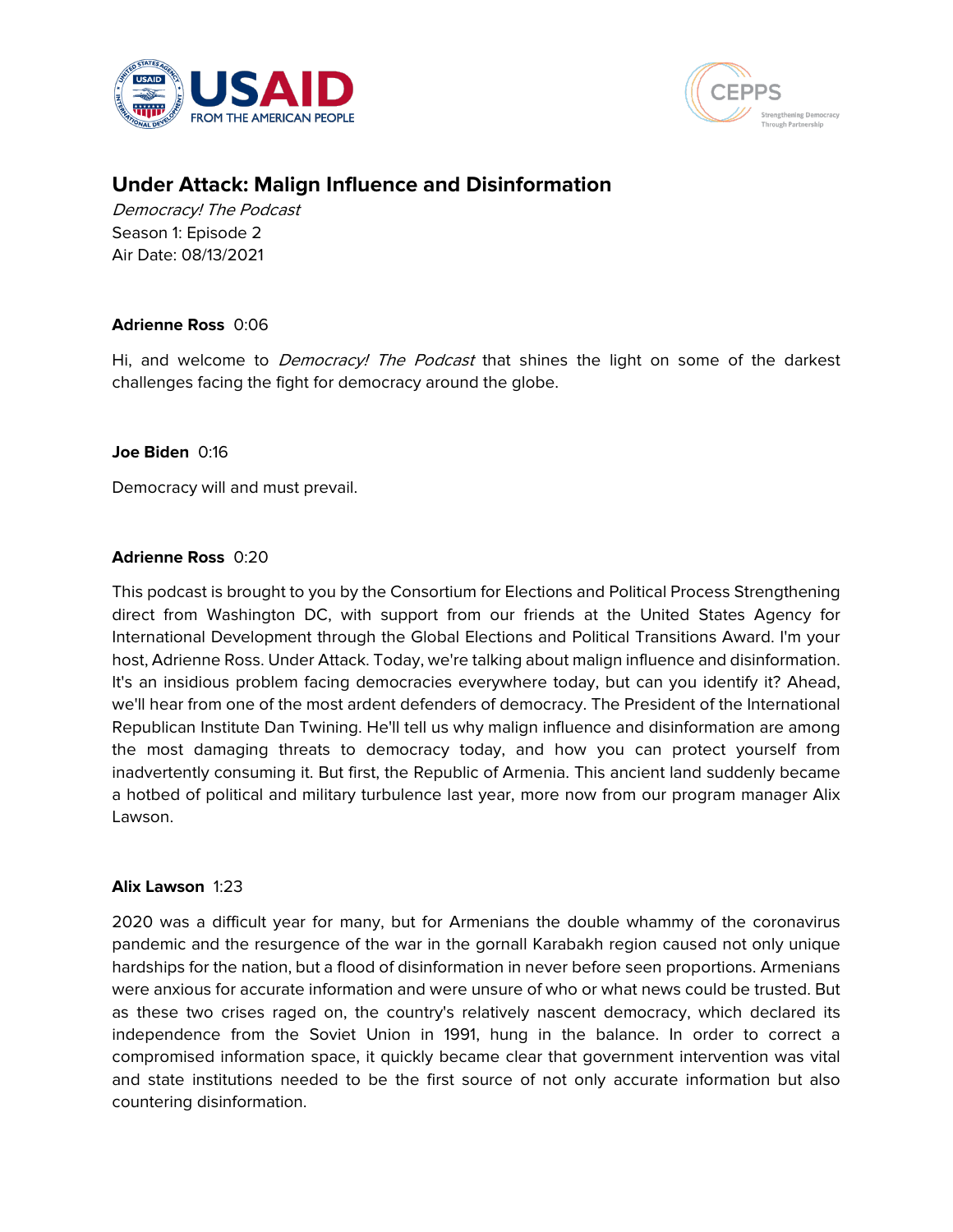# Under Attack: Malign Influence and Disinformation

*Democracy! The Podcast*
Season 1: Episode 2
Air Date: 08/13/2021

**Adrienne Ross** 0:06

Hi, and welcome to *Democracy! The Podcast* that shines the light on some of the darkest challenges facing the fight for democracy around the globe.

**Joe Biden** 0:16

Democracy will and must prevail.

**Adrienne Ross** 0:20

This podcast is brought to you by the Consortium for Elections and Political Process Strengthening direct from Washington DC, with support from our friends at the United States Agency for International Development through the Global Elections and Political Transitions Award. I'm your host, Adrienne Ross. Under Attack. Today, we're talking about malign influence and disinformation. It's an insidious problem facing democracies everywhere today, but can you identify it? Ahead, we'll hear from one of the most ardent defenders of democracy. The President of the International Republican Institute Dan Twining. He'll tell us why malign influence and disinformation are among the most damaging threats to democracy today, and how you can protect yourself from inadvertently consuming it. But first, the Republic of Armenia. This ancient land suddenly became a hotbed of political and military turbulence last year, more now from our program manager Alix Lawson.

**Alix Lawson** 1:23

2020 was a difficult year for many, but for Armenians the double whammy of the coronavirus pandemic and the resurgence of the war in the gornall Karabakh region caused not only unique hardships for the nation, but a flood of disinformation in never before seen proportions. Armenians were anxious for accurate information and were unsure of who or what news could be trusted. But as these two crises raged on, the country's relatively nascent democracy, which declared its independence from the Soviet Union in 1991, hung in the balance. In order to correct a compromised information space, it quickly became clear that government intervention was vital and state institutions needed to be the first source of not only accurate information but also countering disinformation.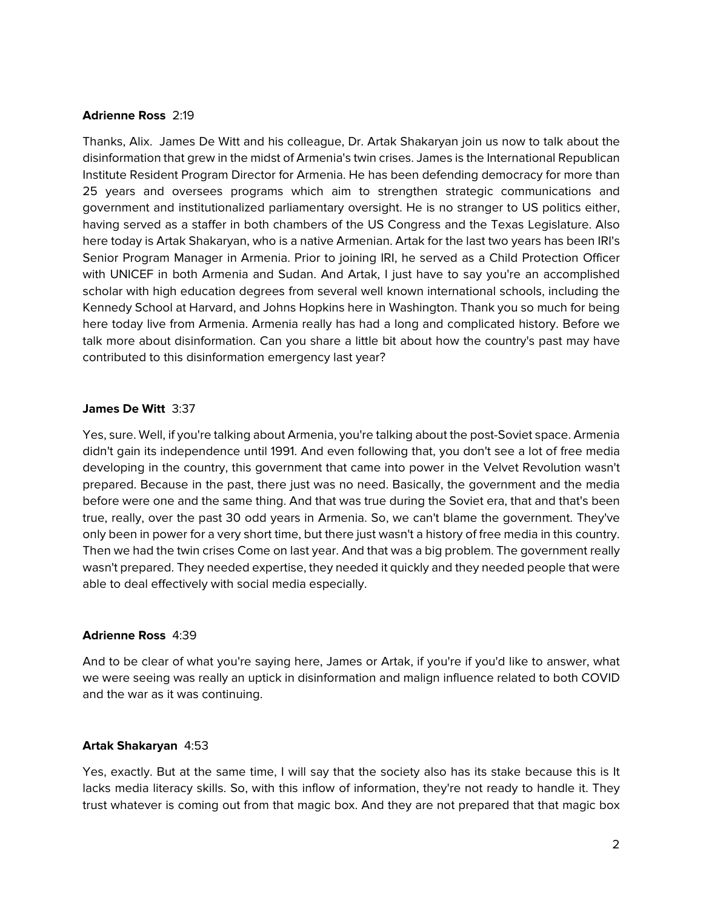**Adrienne Ross** 2:19

Thanks, Alix. James De Witt and his colleague, Dr. Artak Shakaryan join us now to talk about the disinformation that grew in the midst of Armenia's twin crises. James is the International Republican Institute Resident Program Director for Armenia. He has been defending democracy for more than 25 years and oversees programs which aim to strengthen strategic communications and government and institutionalized parliamentary oversight. He is no stranger to US politics either, having served as a staffer in both chambers of the US Congress and the Texas Legislature. Also here today is Artak Shakaryan, who is a native Armenian. Artak for the last two years has been IRI's Senior Program Manager in Armenia. Prior to joining IRI, he served as a Child Protection Officer with UNICEF in both Armenia and Sudan. And Artak, I just have to say you're an accomplished scholar with high education degrees from several well known international schools, including the Kennedy School at Harvard, and Johns Hopkins here in Washington. Thank you so much for being here today live from Armenia. Armenia really has had a long and complicated history. Before we talk more about disinformation. Can you share a little bit about how the country's past may have contributed to this disinformation emergency last year?

**James De Witt** 3:37

Yes, sure. Well, if you're talking about Armenia, you're talking about the post-Soviet space. Armenia didn't gain its independence until 1991. And even following that, you don't see a lot of free media developing in the country, this government that came into power in the Velvet Revolution wasn't prepared. Because in the past, there just was no need. Basically, the government and the media before were one and the same thing. And that was true during the Soviet era, that and that's been true, really, over the past 30 odd years in Armenia. So, we can't blame the government. They've only been in power for a very short time, but there just wasn't a history of free media in this country. Then we had the twin crises Come on last year. And that was a big problem. The government really wasn't prepared. They needed expertise, they needed it quickly and they needed people that were able to deal effectively with social media especially.

**Adrienne Ross** 4:39

And to be clear of what you're saying here, James or Artak, if you're if you'd like to answer, what we were seeing was really an uptick in disinformation and malign influence related to both COVID and the war as it was continuing.

**Artak Shakaryan** 4:53

Yes, exactly. But at the same time, I will say that the society also has its stake because this is It lacks media literacy skills. So, with this inflow of information, they're not ready to handle it. They trust whatever is coming out from that magic box. And they are not prepared that that magic box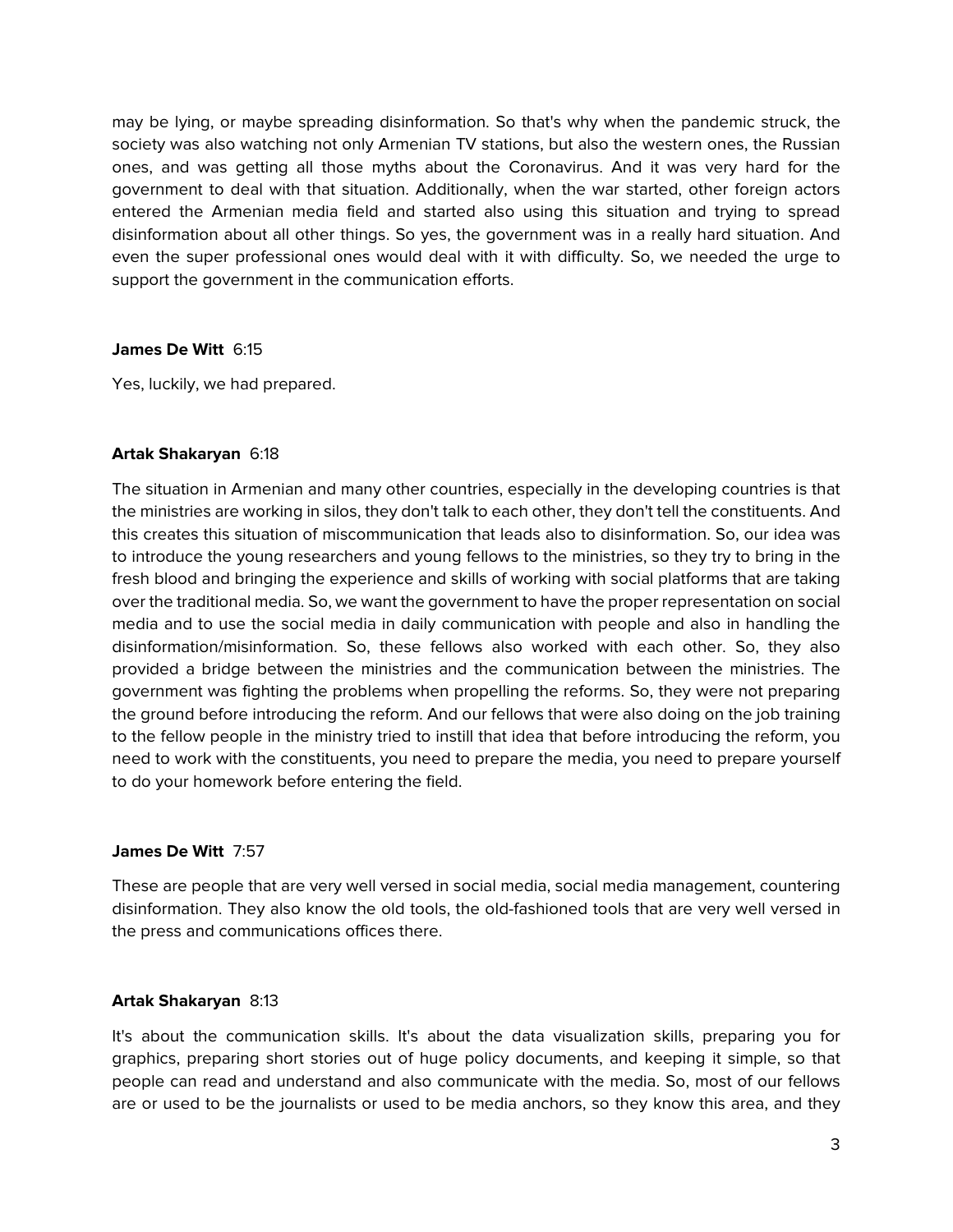may be lying, or maybe spreading disinformation. So that's why when the pandemic struck, the society was also watching not only Armenian TV stations, but also the western ones, the Russian ones, and was getting all those myths about the Coronavirus. And it was very hard for the government to deal with that situation. Additionally, when the war started, other foreign actors entered the Armenian media field and started also using this situation and trying to spread disinformation about all other things. So yes, the government was in a really hard situation. And even the super professional ones would deal with it with difficulty. So, we needed the urge to support the government in the communication efforts.

**James De Witt** 6:15

Yes, luckily, we had prepared.

**Artak Shakaryan** 6:18

The situation in Armenian and many other countries, especially in the developing countries is that the ministries are working in silos, they don't talk to each other, they don't tell the constituents. And this creates this situation of miscommunication that leads also to disinformation. So, our idea was to introduce the young researchers and young fellows to the ministries, so they try to bring in the fresh blood and bringing the experience and skills of working with social platforms that are taking over the traditional media. So, we want the government to have the proper representation on social media and to use the social media in daily communication with people and also in handling the disinformation/misinformation. So, these fellows also worked with each other. So, they also provided a bridge between the ministries and the communication between the ministries. The government was fighting the problems when propelling the reforms. So, they were not preparing the ground before introducing the reform. And our fellows that were also doing on the job training to the fellow people in the ministry tried to instill that idea that before introducing the reform, you need to work with the constituents, you need to prepare the media, you need to prepare yourself to do your homework before entering the field.

**James De Witt** 7:57

These are people that are very well versed in social media, social media management, countering disinformation. They also know the old tools, the old-fashioned tools that are very well versed in the press and communications offices there.

**Artak Shakaryan** 8:13

It's about the communication skills. It's about the data visualization skills, preparing you for graphics, preparing short stories out of huge policy documents, and keeping it simple, so that people can read and understand and also communicate with the media. So, most of our fellows are or used to be the journalists or used to be media anchors, so they know this area, and they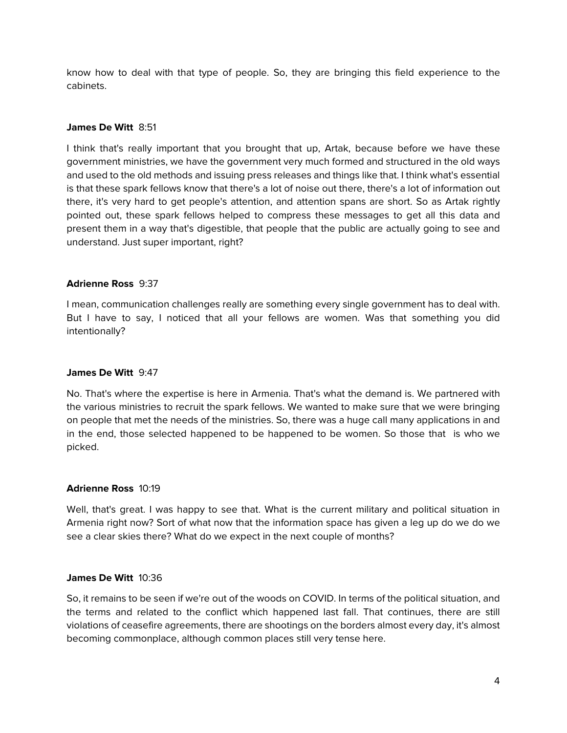know how to deal with that type of people. So, they are bringing this field experience to the cabinets.

**James De Witt** 8:51

I think that's really important that you brought that up, Artak, because before we have these government ministries, we have the government very much formed and structured in the old ways and used to the old methods and issuing press releases and things like that. I think what's essential is that these spark fellows know that there's a lot of noise out there, there's a lot of information out there, it's very hard to get people's attention, and attention spans are short. So as Artak rightly pointed out, these spark fellows helped to compress these messages to get all this data and present them in a way that's digestible, that people that the public are actually going to see and understand. Just super important, right?

**Adrienne Ross** 9:37

I mean, communication challenges really are something every single government has to deal with. But I have to say, I noticed that all your fellows are women. Was that something you did intentionally?

**James De Witt** 9:47

No. That's where the expertise is here in Armenia. That's what the demand is. We partnered with the various ministries to recruit the spark fellows. We wanted to make sure that we were bringing on people that met the needs of the ministries. So, there was a huge call many applications in and in the end, those selected happened to be happened to be women. So those that is who we picked.

**Adrienne Ross** 10:19

Well, that's great. I was happy to see that. What is the current military and political situation in Armenia right now? Sort of what now that the information space has given a leg up do we do we see a clear skies there? What do we expect in the next couple of months?

**James De Witt** 10:36

So, it remains to be seen if we're out of the woods on COVID. In terms of the political situation, and the terms and related to the conflict which happened last fall. That continues, there are still violations of ceasefire agreements, there are shootings on the borders almost every day, it's almost becoming commonplace, although common places still very tense here.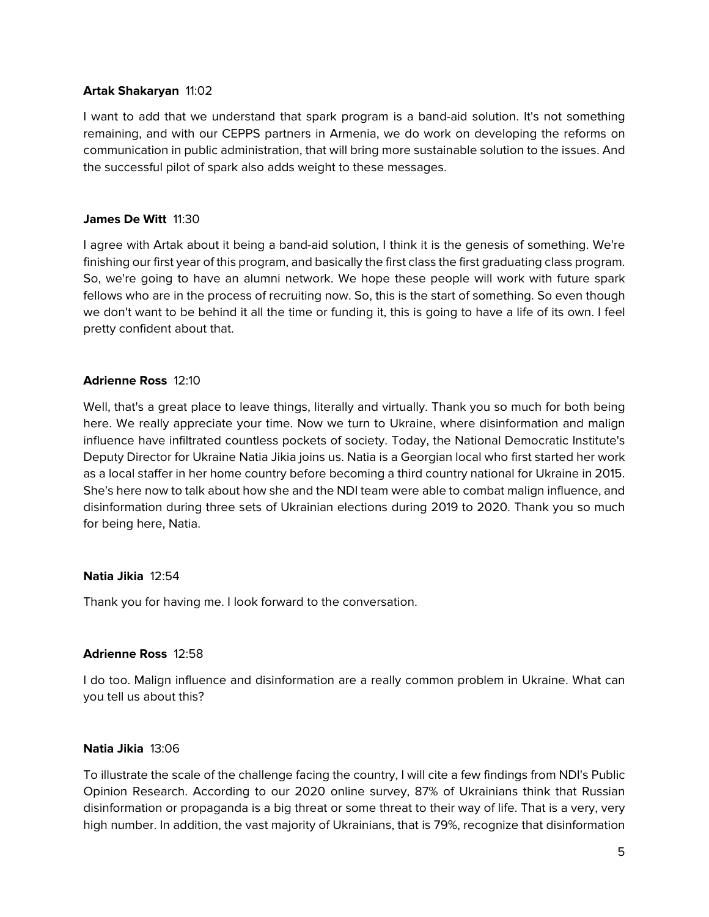**Artak Shakaryan** 11:02

I want to add that we understand that spark program is a band-aid solution. It's not something remaining, and with our CEPPS partners in Armenia, we do work on developing the reforms on communication in public administration, that will bring more sustainable solution to the issues. And the successful pilot of spark also adds weight to these messages.

**James De Witt** 11:30

I agree with Artak about it being a band-aid solution, I think it is the genesis of something. We're finishing our first year of this program, and basically the first class the first graduating class program. So, we're going to have an alumni network. We hope these people will work with future spark fellows who are in the process of recruiting now. So, this is the start of something. So even though we don't want to be behind it all the time or funding it, this is going to have a life of its own. I feel pretty confident about that.

**Adrienne Ross** 12:10

Well, that's a great place to leave things, literally and virtually. Thank you so much for both being here. We really appreciate your time. Now we turn to Ukraine, where disinformation and malign influence have infiltrated countless pockets of society. Today, the National Democratic Institute's Deputy Director for Ukraine Natia Jikia joins us. Natia is a Georgian local who first started her work as a local staffer in her home country before becoming a third country national for Ukraine in 2015. She's here now to talk about how she and the NDI team were able to combat malign influence, and disinformation during three sets of Ukrainian elections during 2019 to 2020. Thank you so much for being here, Natia.

**Natia Jikia** 12:54

Thank you for having me. I look forward to the conversation.

**Adrienne Ross** 12:58

I do too. Malign influence and disinformation are a really common problem in Ukraine. What can you tell us about this?

**Natia Jikia** 13:06

To illustrate the scale of the challenge facing the country, I will cite a few findings from NDI's Public Opinion Research. According to our 2020 online survey, 87% of Ukrainians think that Russian disinformation or propaganda is a big threat or some threat to their way of life. That is a very, very high number. In addition, the vast majority of Ukrainians, that is 79%, recognize that disinformation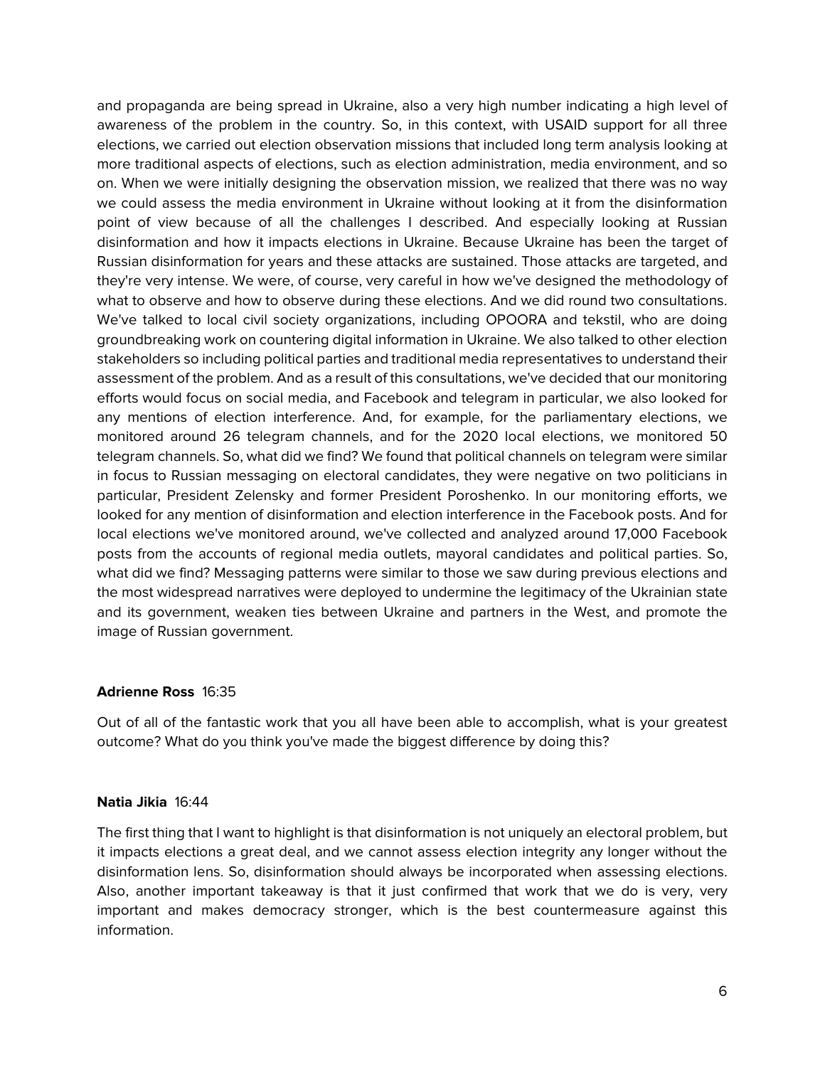and propaganda are being spread in Ukraine, also a very high number indicating a high level of awareness of the problem in the country. So, in this context, with USAID support for all three elections, we carried out election observation missions that included long term analysis looking at more traditional aspects of elections, such as election administration, media environment, and so on. When we were initially designing the observation mission, we realized that there was no way we could assess the media environment in Ukraine without looking at it from the disinformation point of view because of all the challenges I described. And especially looking at Russian disinformation and how it impacts elections in Ukraine. Because Ukraine has been the target of Russian disinformation for years and these attacks are sustained. Those attacks are targeted, and they're very intense. We were, of course, very careful in how we've designed the methodology of what to observe and how to observe during these elections. And we did round two consultations. We've talked to local civil society organizations, including OPOORA and tekstil, who are doing groundbreaking work on countering digital information in Ukraine. We also talked to other election stakeholders so including political parties and traditional media representatives to understand their assessment of the problem. And as a result of this consultations, we've decided that our monitoring efforts would focus on social media, and Facebook and telegram in particular, we also looked for any mentions of election interference. And, for example, for the parliamentary elections, we monitored around 26 telegram channels, and for the 2020 local elections, we monitored 50 telegram channels. So, what did we find? We found that political channels on telegram were similar in focus to Russian messaging on electoral candidates, they were negative on two politicians in particular, President Zelensky and former President Poroshenko. In our monitoring efforts, we looked for any mention of disinformation and election interference in the Facebook posts. And for local elections we've monitored around, we've collected and analyzed around 17,000 Facebook posts from the accounts of regional media outlets, mayoral candidates and political parties. So, what did we find? Messaging patterns were similar to those we saw during previous elections and the most widespread narratives were deployed to undermine the legitimacy of the Ukrainian state and its government, weaken ties between Ukraine and partners in the West, and promote the image of Russian government.

**Adrienne Ross** 16:35

Out of all of the fantastic work that you all have been able to accomplish, what is your greatest outcome? What do you think you've made the biggest difference by doing this?

**Natia Jikia** 16:44

The first thing that I want to highlight is that disinformation is not uniquely an electoral problem, but it impacts elections a great deal, and we cannot assess election integrity any longer without the disinformation lens. So, disinformation should always be incorporated when assessing elections. Also, another important takeaway is that it just confirmed that work that we do is very, very important and makes democracy stronger, which is the best countermeasure against this information.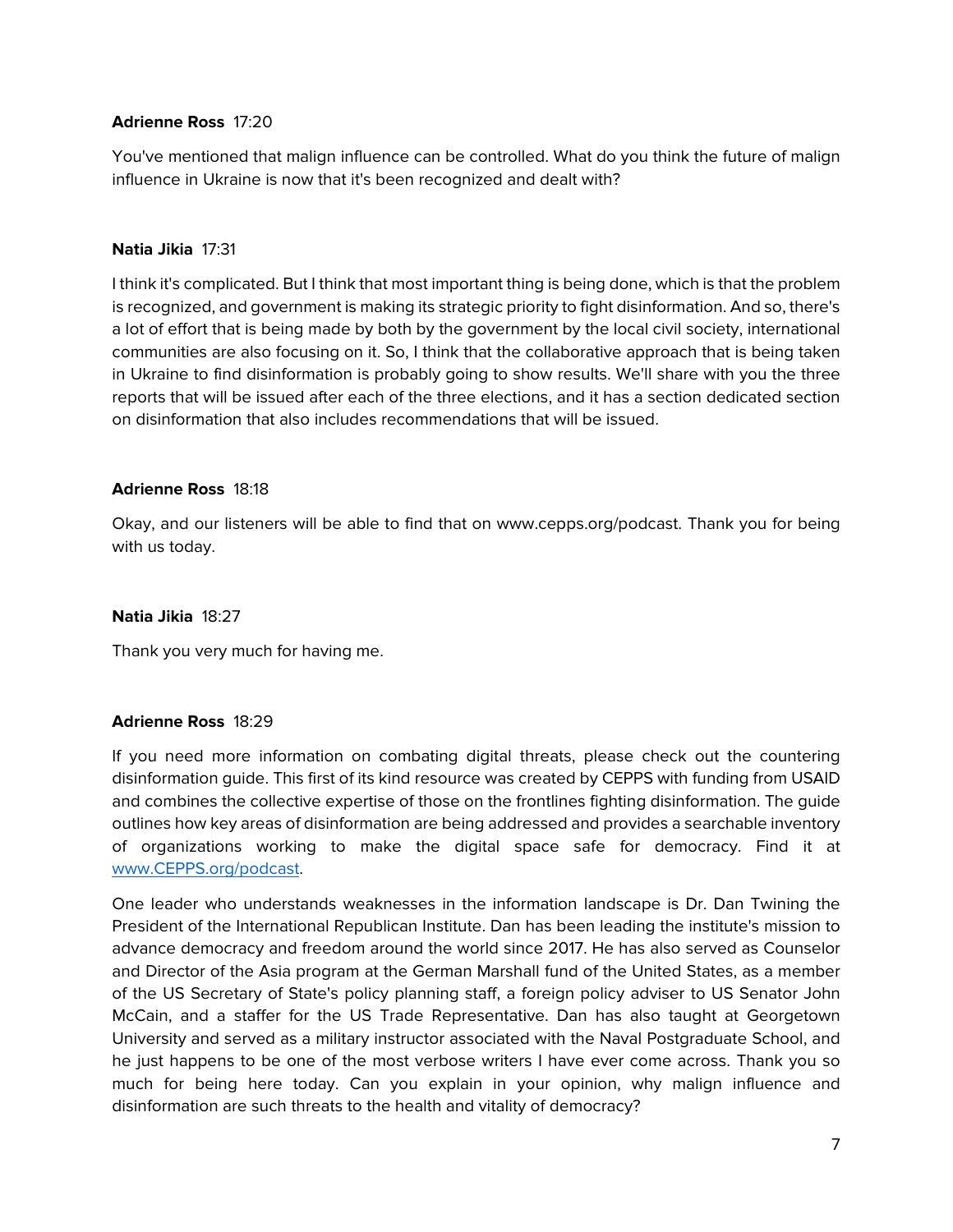**Adrienne Ross** 17:20

You've mentioned that malign influence can be controlled. What do you think the future of malign influence in Ukraine is now that it's been recognized and dealt with?

**Natia Jikia** 17:31

I think it's complicated. But I think that most important thing is being done, which is that the problem is recognized, and government is making its strategic priority to fight disinformation. And so, there's a lot of effort that is being made by both by the government by the local civil society, international communities are also focusing on it. So, I think that the collaborative approach that is being taken in Ukraine to find disinformation is probably going to show results. We'll share with you the three reports that will be issued after each of the three elections, and it has a section dedicated section on disinformation that also includes recommendations that will be issued.

**Adrienne Ross** 18:18

Okay, and our listeners will be able to find that on www.cepps.org/podcast. Thank you for being with us today.

**Natia Jikia** 18:27

Thank you very much for having me.

**Adrienne Ross** 18:29

If you need more information on combating digital threats, please check out the countering disinformation guide. This first of its kind resource was created by CEPPS with funding from USAID and combines the collective expertise of those on the frontlines fighting disinformation. The guide outlines how key areas of disinformation are being addressed and provides a searchable inventory of organizations working to make the digital space safe for democracy. Find it at [www.CEPPS.org/podcast](www.CEPPS.org/podcast).

One leader who understands weaknesses in the information landscape is Dr. Dan Twining the President of the International Republican Institute. Dan has been leading the institute's mission to advance democracy and freedom around the world since 2017. He has also served as Counselor and Director of the Asia program at the German Marshall fund of the United States, as a member of the US Secretary of State's policy planning staff, a foreign policy adviser to US Senator John McCain, and a staffer for the US Trade Representative. Dan has also taught at Georgetown University and served as a military instructor associated with the Naval Postgraduate School, and he just happens to be one of the most verbose writers I have ever come across. Thank you so much for being here today. Can you explain in your opinion, why malign influence and disinformation are such threats to the health and vitality of democracy?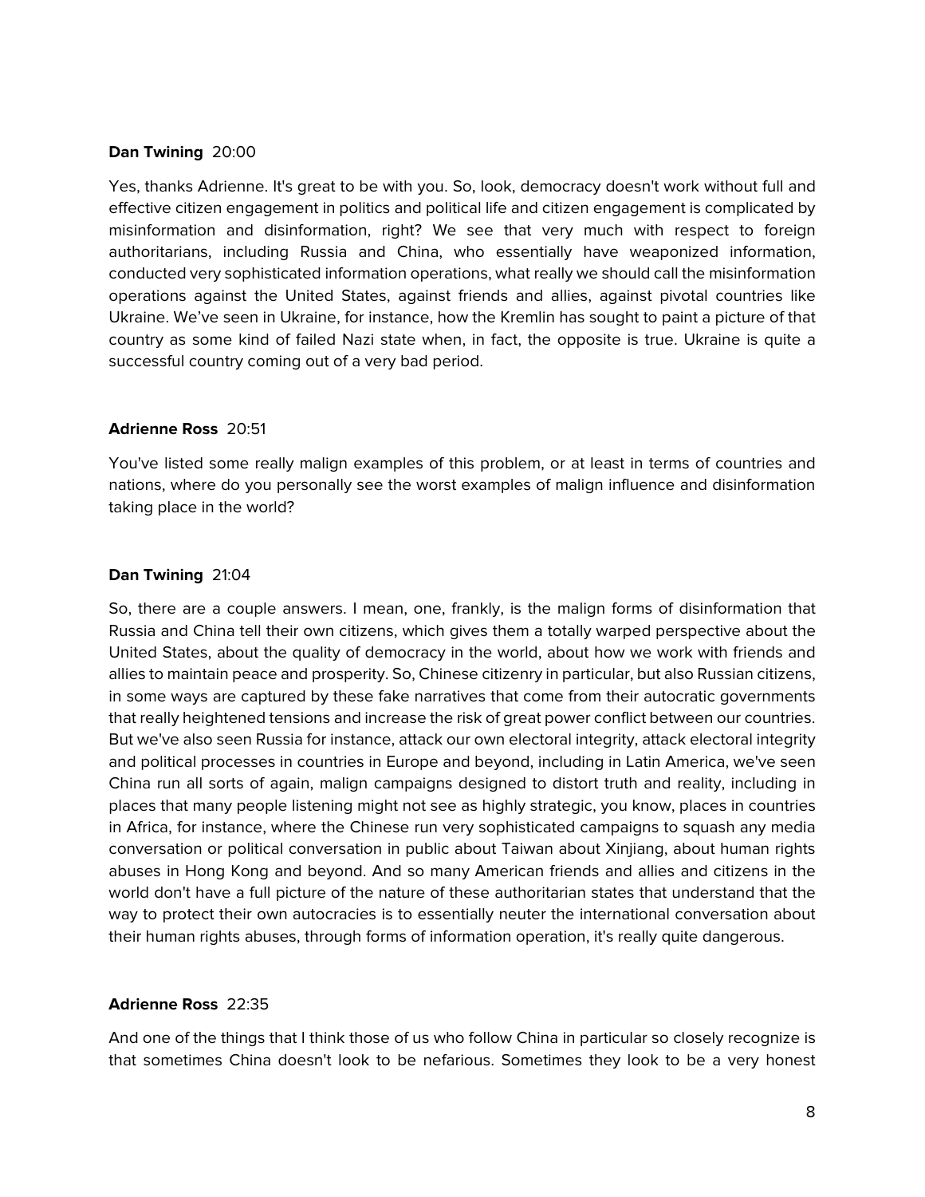**Dan Twining** 20:00

Yes, thanks Adrienne. It's great to be with you. So, look, democracy doesn't work without full and effective citizen engagement in politics and political life and citizen engagement is complicated by misinformation and disinformation, right? We see that very much with respect to foreign authoritarians, including Russia and China, who essentially have weaponized information, conducted very sophisticated information operations, what really we should call the misinformation operations against the United States, against friends and allies, against pivotal countries like Ukraine. We've seen in Ukraine, for instance, how the Kremlin has sought to paint a picture of that country as some kind of failed Nazi state when, in fact, the opposite is true. Ukraine is quite a successful country coming out of a very bad period.

**Adrienne Ross** 20:51

You've listed some really malign examples of this problem, or at least in terms of countries and nations, where do you personally see the worst examples of malign influence and disinformation taking place in the world?

**Dan Twining** 21:04

So, there are a couple answers. I mean, one, frankly, is the malign forms of disinformation that Russia and China tell their own citizens, which gives them a totally warped perspective about the United States, about the quality of democracy in the world, about how we work with friends and allies to maintain peace and prosperity. So, Chinese citizenry in particular, but also Russian citizens, in some ways are captured by these fake narratives that come from their autocratic governments that really heightened tensions and increase the risk of great power conflict between our countries. But we've also seen Russia for instance, attack our own electoral integrity, attack electoral integrity and political processes in countries in Europe and beyond, including in Latin America, we've seen China run all sorts of again, malign campaigns designed to distort truth and reality, including in places that many people listening might not see as highly strategic, you know, places in countries in Africa, for instance, where the Chinese run very sophisticated campaigns to squash any media conversation or political conversation in public about Taiwan about Xinjiang, about human rights abuses in Hong Kong and beyond. And so many American friends and allies and citizens in the world don't have a full picture of the nature of these authoritarian states that understand that the way to protect their own autocracies is to essentially neuter the international conversation about their human rights abuses, through forms of information operation, it's really quite dangerous.

**Adrienne Ross** 22:35

And one of the things that I think those of us who follow China in particular so closely recognize is that sometimes China doesn't look to be nefarious. Sometimes they look to be a very honest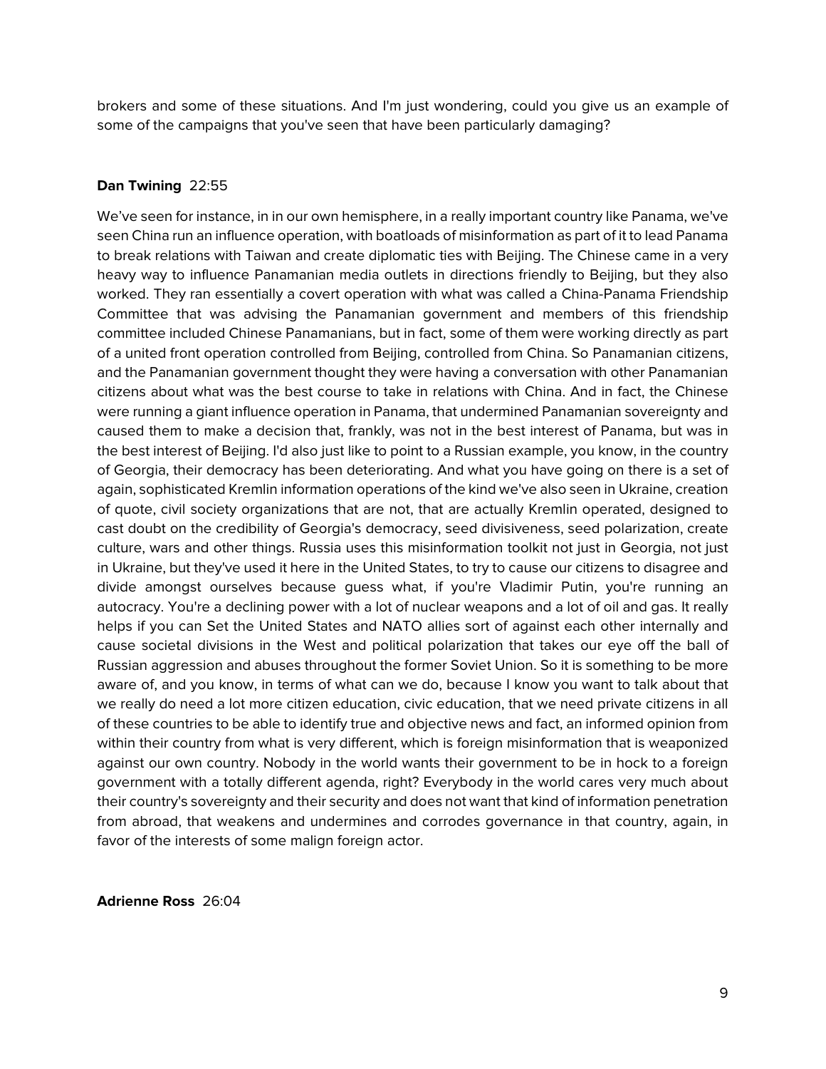brokers and some of these situations. And I'm just wondering, could you give us an example of some of the campaigns that you've seen that have been particularly damaging?

**Dan Twining** 22:55

We've seen for instance, in in our own hemisphere, in a really important country like Panama, we've seen China run an influence operation, with boatloads of misinformation as part of it to lead Panama to break relations with Taiwan and create diplomatic ties with Beijing. The Chinese came in a very heavy way to influence Panamanian media outlets in directions friendly to Beijing, but they also worked. They ran essentially a covert operation with what was called a China-Panama Friendship Committee that was advising the Panamanian government and members of this friendship committee included Chinese Panamanians, but in fact, some of them were working directly as part of a united front operation controlled from Beijing, controlled from China. So Panamanian citizens, and the Panamanian government thought they were having a conversation with other Panamanian citizens about what was the best course to take in relations with China. And in fact, the Chinese were running a giant influence operation in Panama, that undermined Panamanian sovereignty and caused them to make a decision that, frankly, was not in the best interest of Panama, but was in the best interest of Beijing. I'd also just like to point to a Russian example, you know, in the country of Georgia, their democracy has been deteriorating. And what you have going on there is a set of again, sophisticated Kremlin information operations of the kind we've also seen in Ukraine, creation of quote, civil society organizations that are not, that are actually Kremlin operated, designed to cast doubt on the credibility of Georgia's democracy, seed divisiveness, seed polarization, create culture, wars and other things. Russia uses this misinformation toolkit not just in Georgia, not just in Ukraine, but they've used it here in the United States, to try to cause our citizens to disagree and divide amongst ourselves because guess what, if you're Vladimir Putin, you're running an autocracy. You're a declining power with a lot of nuclear weapons and a lot of oil and gas. It really helps if you can Set the United States and NATO allies sort of against each other internally and cause societal divisions in the West and political polarization that takes our eye off the ball of Russian aggression and abuses throughout the former Soviet Union. So it is something to be more aware of, and you know, in terms of what can we do, because I know you want to talk about that we really do need a lot more citizen education, civic education, that we need private citizens in all of these countries to be able to identify true and objective news and fact, an informed opinion from within their country from what is very different, which is foreign misinformation that is weaponized against our own country. Nobody in the world wants their government to be in hock to a foreign government with a totally different agenda, right? Everybody in the world cares very much about their country's sovereignty and their security and does not want that kind of information penetration from abroad, that weakens and undermines and corrodes governance in that country, again, in favor of the interests of some malign foreign actor.

**Adrienne Ross** 26:04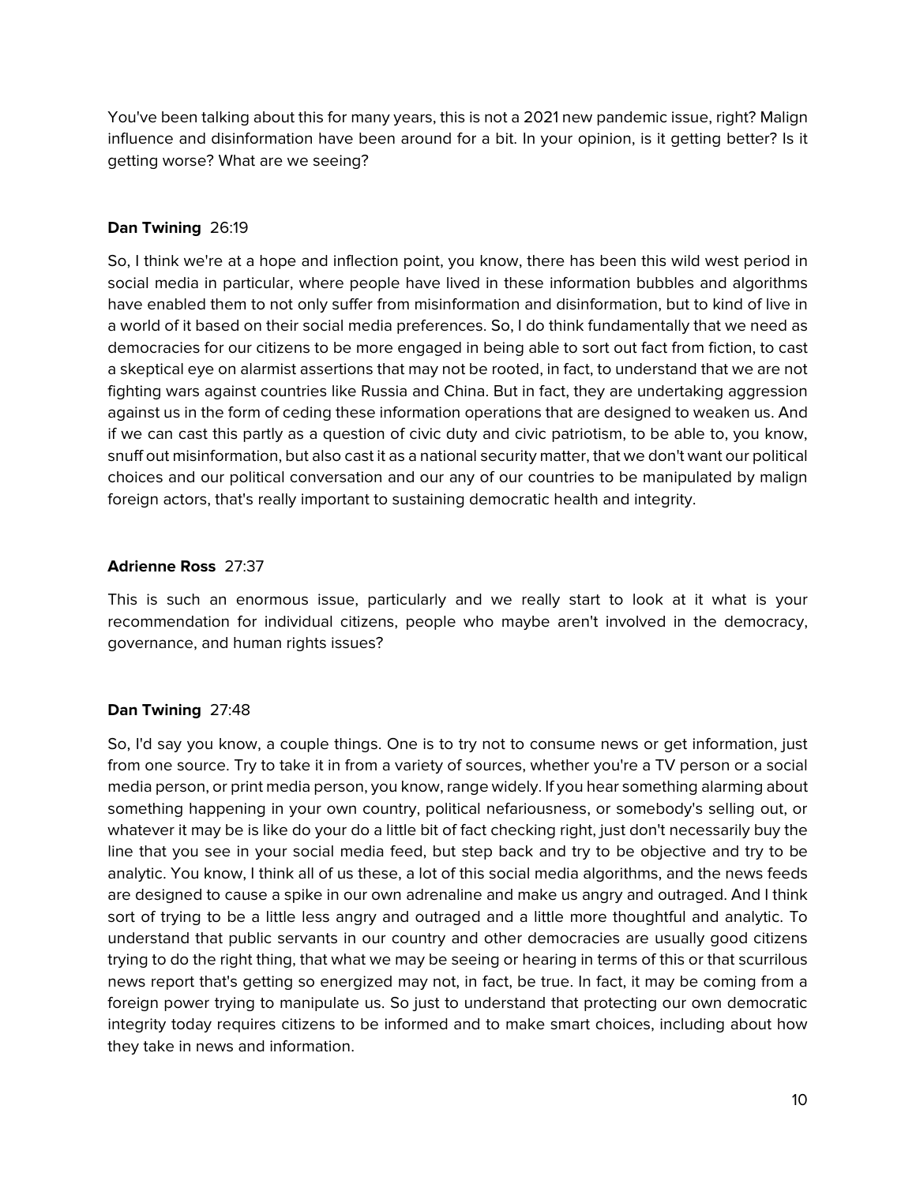You've been talking about this for many years, this is not a 2021 new pandemic issue, right? Malign influence and disinformation have been around for a bit. In your opinion, is it getting better? Is it getting worse? What are we seeing?

**Dan Twining** 26:19

So, I think we're at a hope and inflection point, you know, there has been this wild west period in social media in particular, where people have lived in these information bubbles and algorithms have enabled them to not only suffer from misinformation and disinformation, but to kind of live in a world of it based on their social media preferences. So, I do think fundamentally that we need as democracies for our citizens to be more engaged in being able to sort out fact from fiction, to cast a skeptical eye on alarmist assertions that may not be rooted, in fact, to understand that we are not fighting wars against countries like Russia and China. But in fact, they are undertaking aggression against us in the form of ceding these information operations that are designed to weaken us. And if we can cast this partly as a question of civic duty and civic patriotism, to be able to, you know, snuff out misinformation, but also cast it as a national security matter, that we don't want our political choices and our political conversation and our any of our countries to be manipulated by malign foreign actors, that's really important to sustaining democratic health and integrity.

**Adrienne Ross** 27:37

This is such an enormous issue, particularly and we really start to look at it what is your recommendation for individual citizens, people who maybe aren't involved in the democracy, governance, and human rights issues?

**Dan Twining** 27:48

So, I'd say you know, a couple things. One is to try not to consume news or get information, just from one source. Try to take it in from a variety of sources, whether you're a TV person or a social media person, or print media person, you know, range widely. If you hear something alarming about something happening in your own country, political nefariousness, or somebody's selling out, or whatever it may be is like do your do a little bit of fact checking right, just don't necessarily buy the line that you see in your social media feed, but step back and try to be objective and try to be analytic. You know, I think all of us these, a lot of this social media algorithms, and the news feeds are designed to cause a spike in our own adrenaline and make us angry and outraged. And I think sort of trying to be a little less angry and outraged and a little more thoughtful and analytic. To understand that public servants in our country and other democracies are usually good citizens trying to do the right thing, that what we may be seeing or hearing in terms of this or that scurrilous news report that's getting so energized may not, in fact, be true. In fact, it may be coming from a foreign power trying to manipulate us. So just to understand that protecting our own democratic integrity today requires citizens to be informed and to make smart choices, including about how they take in news and information.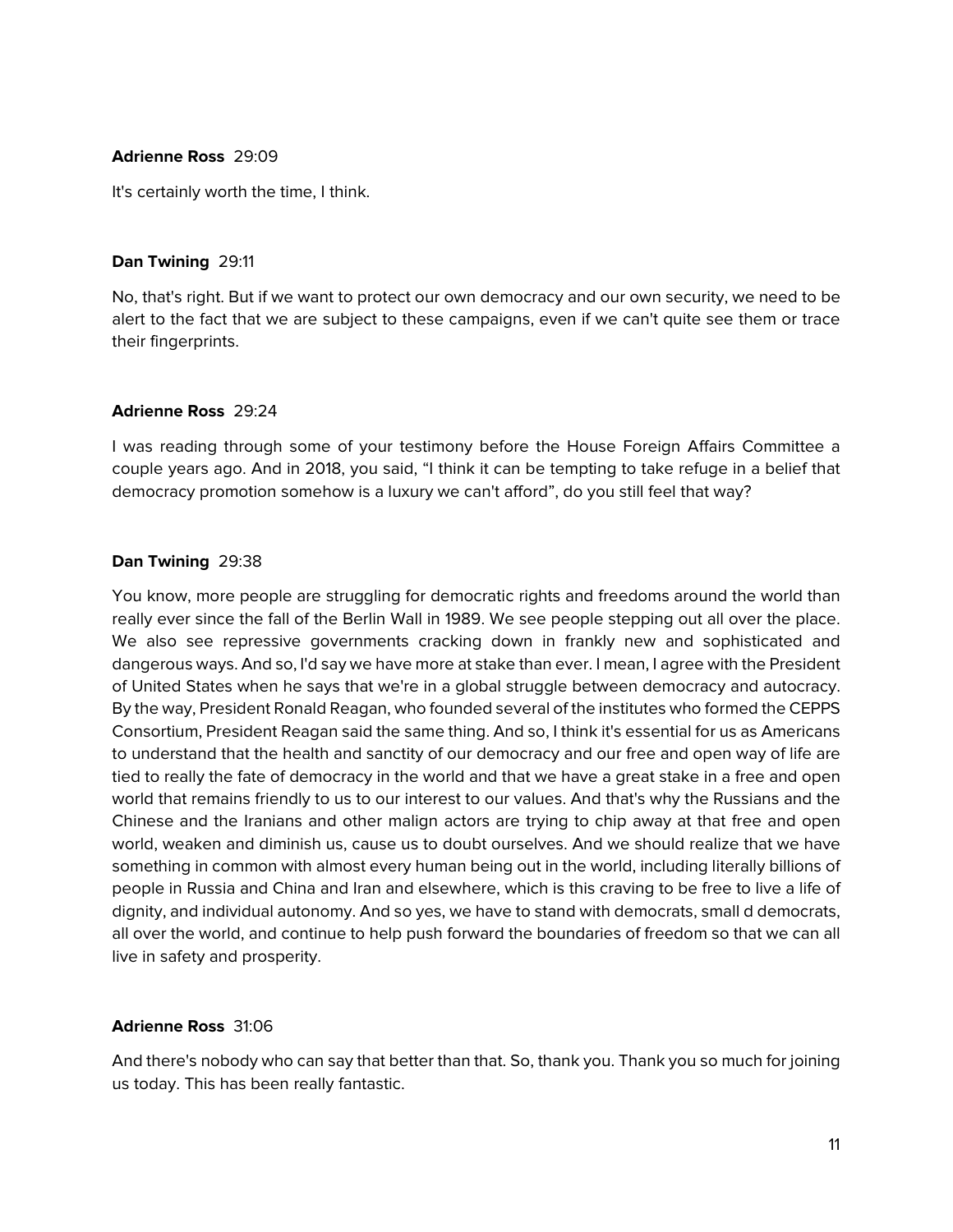**Adrienne Ross** 29:09

It's certainly worth the time, I think.

**Dan Twining** 29:11

No, that's right. But if we want to protect our own democracy and our own security, we need to be alert to the fact that we are subject to these campaigns, even if we can't quite see them or trace their fingerprints.

**Adrienne Ross** 29:24

I was reading through some of your testimony before the House Foreign Affairs Committee a couple years ago. And in 2018, you said, "I think it can be tempting to take refuge in a belief that democracy promotion somehow is a luxury we can't afford", do you still feel that way?

**Dan Twining** 29:38

You know, more people are struggling for democratic rights and freedoms around the world than really ever since the fall of the Berlin Wall in 1989. We see people stepping out all over the place. We also see repressive governments cracking down in frankly new and sophisticated and dangerous ways. And so, I'd say we have more at stake than ever. I mean, I agree with the President of United States when he says that we're in a global struggle between democracy and autocracy. By the way, President Ronald Reagan, who founded several of the institutes who formed the CEPPS Consortium, President Reagan said the same thing. And so, I think it's essential for us as Americans to understand that the health and sanctity of our democracy and our free and open way of life are tied to really the fate of democracy in the world and that we have a great stake in a free and open world that remains friendly to us to our interest to our values. And that's why the Russians and the Chinese and the Iranians and other malign actors are trying to chip away at that free and open world, weaken and diminish us, cause us to doubt ourselves. And we should realize that we have something in common with almost every human being out in the world, including literally billions of people in Russia and China and Iran and elsewhere, which is this craving to be free to live a life of dignity, and individual autonomy. And so yes, we have to stand with democrats, small d democrats, all over the world, and continue to help push forward the boundaries of freedom so that we can all live in safety and prosperity.

**Adrienne Ross** 31:06

And there's nobody who can say that better than that. So, thank you. Thank you so much for joining us today. This has been really fantastic.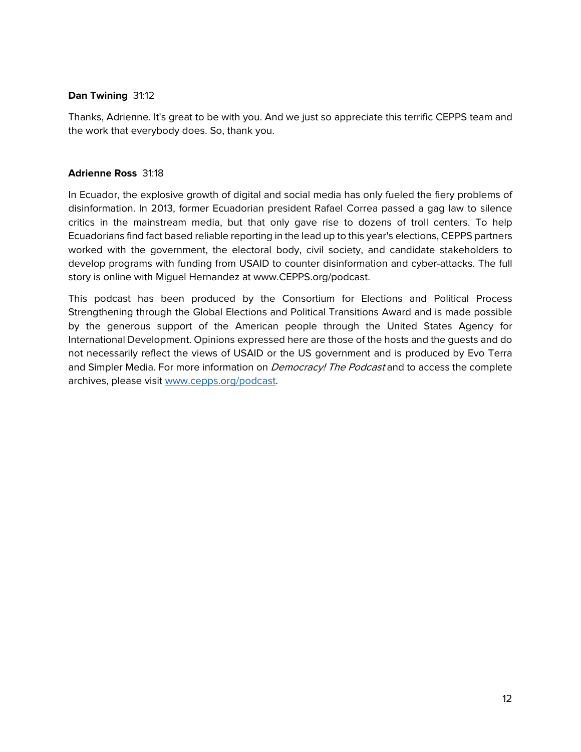**Dan Twining** 31:12

Thanks, Adrienne. It's great to be with you. And we just so appreciate this terrific CEPPS team and the work that everybody does. So, thank you.

**Adrienne Ross** 31:18

In Ecuador, the explosive growth of digital and social media has only fueled the fiery problems of disinformation. In 2013, former Ecuadorian president Rafael Correa passed a gag law to silence critics in the mainstream media, but that only gave rise to dozens of troll centers. To help Ecuadorians find fact based reliable reporting in the lead up to this year's elections, CEPPS partners worked with the government, the electoral body, civil society, and candidate stakeholders to develop programs with funding from USAID to counter disinformation and cyber-attacks. The full story is online with Miguel Hernandez at www.CEPPS.org/podcast.

This podcast has been produced by the Consortium for Elections and Political Process Strengthening through the Global Elections and Political Transitions Award and is made possible by the generous support of the American people through the United States Agency for International Development. Opinions expressed here are those of the hosts and the guests and do not necessarily reflect the views of USAID or the US government and is produced by Evo Terra and Simpler Media. For more information on *Democracy! The Podcast* and to access the complete archives, please visit [www.cepps.org/podcast](www.cepps.org/podcast).